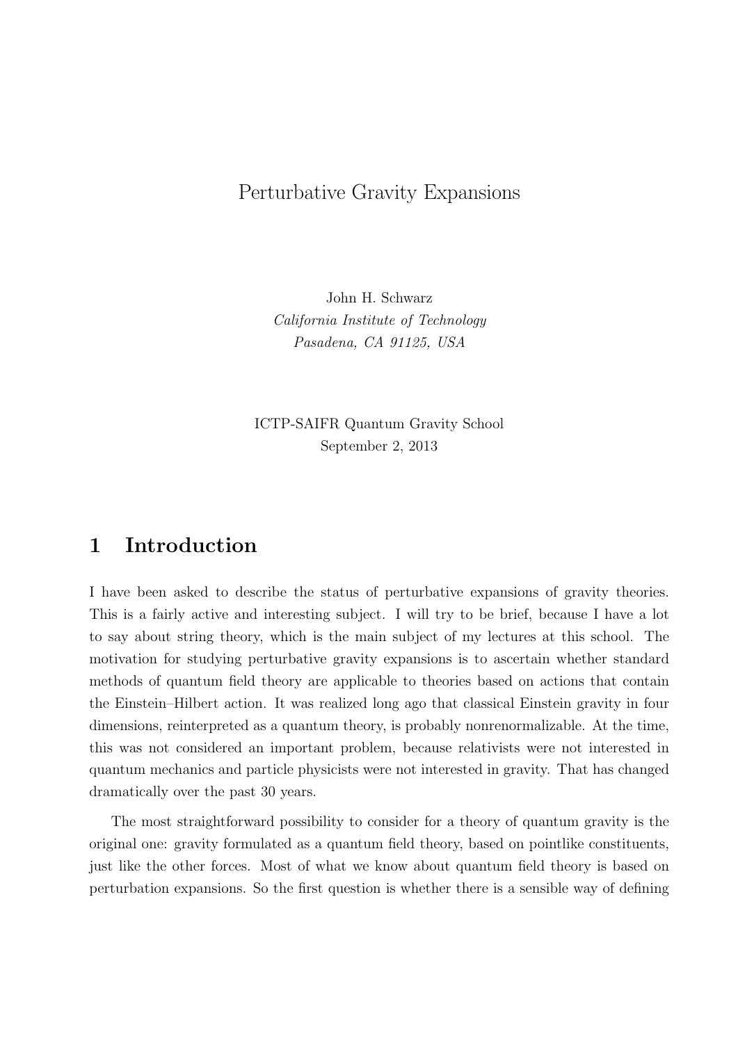# Perturbative Gravity Expansions

John H. Schwarz
*California Institute of Technology*
*Pasadena, CA 91125, USA*

ICTP-SAIFR Quantum Gravity School
September 2, 2013

## 1 Introduction

I have been asked to describe the status of perturbative expansions of gravity theories. This is a fairly active and interesting subject. I will try to be brief, because I have a lot to say about string theory, which is the main subject of my lectures at this school. The motivation for studying perturbative gravity expansions is to ascertain whether standard methods of quantum field theory are applicable to theories based on actions that contain the Einstein–Hilbert action. It was realized long ago that classical Einstein gravity in four dimensions, reinterpreted as a quantum theory, is probably nonrenormalizable. At the time, this was not considered an important problem, because relativists were not interested in quantum mechanics and particle physicists were not interested in gravity. That has changed dramatically over the past 30 years.

The most straightforward possibility to consider for a theory of quantum gravity is the original one: gravity formulated as a quantum field theory, based on pointlike constituents, just like the other forces. Most of what we know about quantum field theory is based on perturbation expansions. So the first question is whether there is a sensible way of defining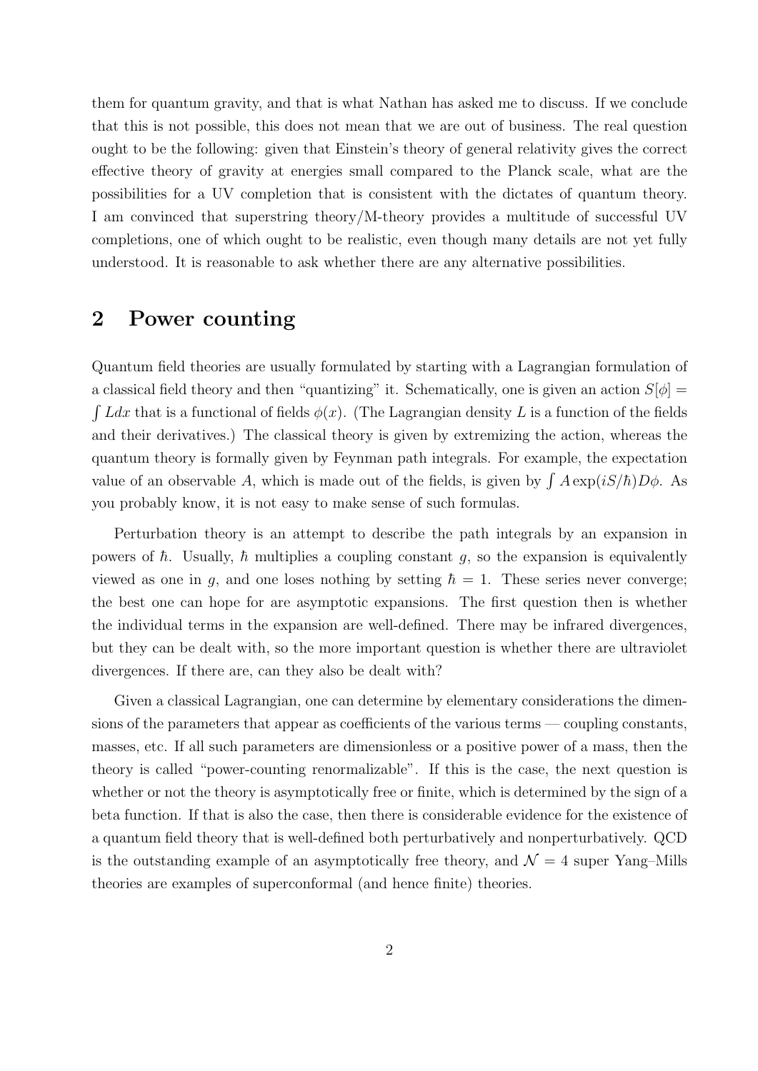them for quantum gravity, and that is what Nathan has asked me to discuss. If we conclude that this is not possible, this does not mean that we are out of business. The real question ought to be the following: given that Einstein's theory of general relativity gives the correct effective theory of gravity at energies small compared to the Planck scale, what are the possibilities for a UV completion that is consistent with the dictates of quantum theory. I am convinced that superstring theory/M-theory provides a multitude of successful UV completions, one of which ought to be realistic, even though many details are not yet fully understood. It is reasonable to ask whether there are any alternative possibilities.

## 2 Power counting

Quantum field theories are usually formulated by starting with a Lagrangian formulation of a classical field theory and then "quantizing" it. Schematically, one is given an action $S[\phi] = \int L dx$ that is a functional of fields $\phi(x)$. (The Lagrangian density $L$ is a function of the fields and their derivatives.) The classical theory is given by extremizing the action, whereas the quantum theory is formally given by Feynman path integrals. For example, the expectation value of an observable $A$, which is made out of the fields, is given by $\int A \exp(iS/\hbar) D\phi$. As you probably know, it is not easy to make sense of such formulas.

Perturbation theory is an attempt to describe the path integrals by an expansion in powers of $\hbar$. Usually, $\hbar$ multiplies a coupling constant $g$, so the expansion is equivalently viewed as one in $g$, and one loses nothing by setting $\hbar = 1$. These series never converge; the best one can hope for are asymptotic expansions. The first question then is whether the individual terms in the expansion are well-defined. There may be infrared divergences, but they can be dealt with, so the more important question is whether there are ultraviolet divergences. If there are, can they also be dealt with?

Given a classical Lagrangian, one can determine by elementary considerations the dimensions of the parameters that appear as coefficients of the various terms — coupling constants, masses, etc. If all such parameters are dimensionless or a positive power of a mass, then the theory is called "power-counting renormalizable". If this is the case, the next question is whether or not the theory is asymptotically free or finite, which is determined by the sign of a beta function. If that is also the case, then there is considerable evidence for the existence of a quantum field theory that is well-defined both perturbatively and nonperturbatively. QCD is the outstanding example of an asymptotically free theory, and $\mathcal{N} = 4$ super Yang–Mills theories are examples of superconformal (and hence finite) theories.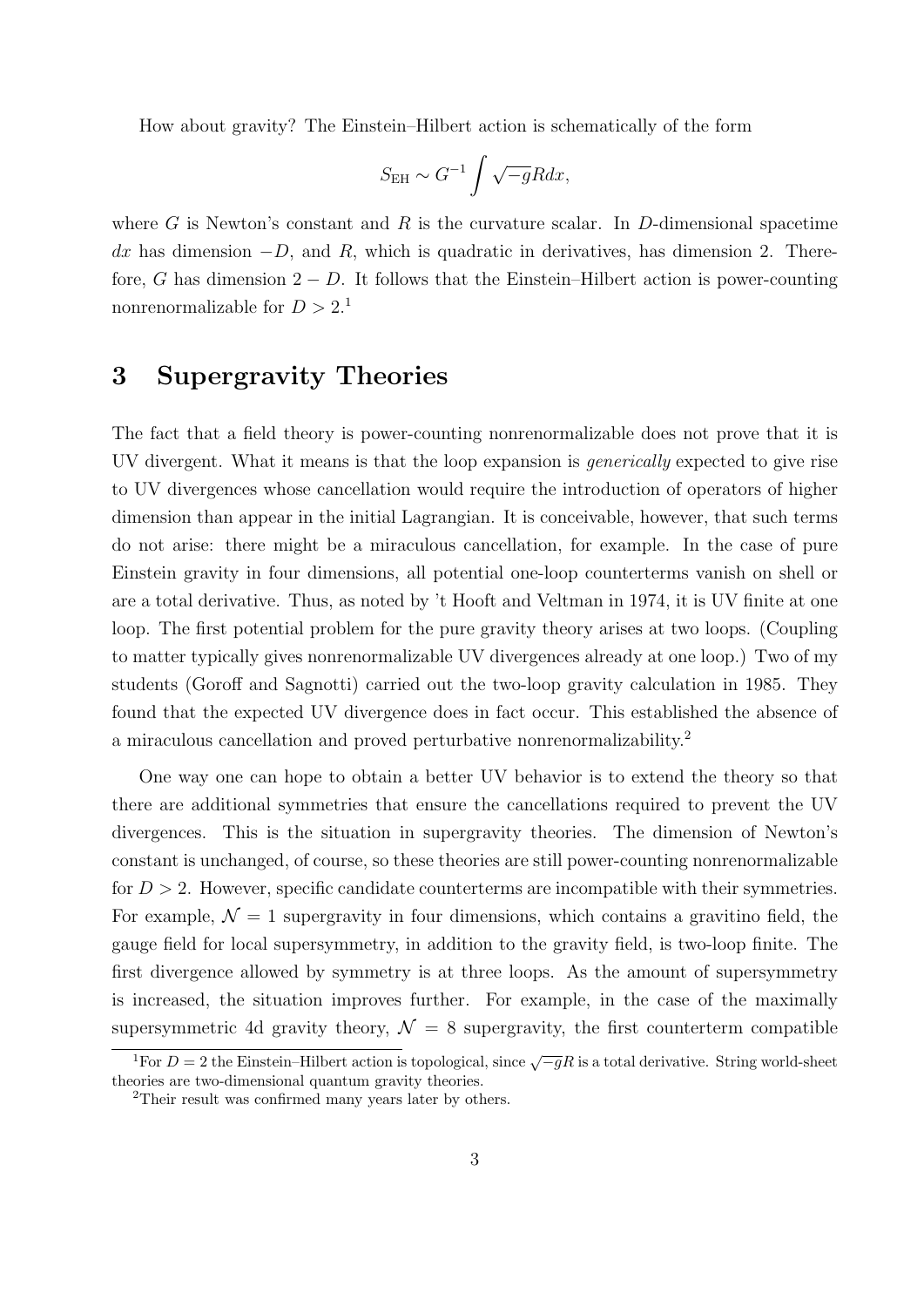How about gravity? The Einstein–Hilbert action is schematically of the form

$$S_{\rm EH} \sim G^{-1} \int \sqrt{-g} R dx,$$

where $G$ is Newton's constant and $R$ is the curvature scalar. In $D$-dimensional spacetime $dx$ has dimension $-D$, and $R$, which is quadratic in derivatives, has dimension 2. Therefore, $G$ has dimension $2 - D$. It follows that the Einstein–Hilbert action is power-counting nonrenormalizable for $D > 2$.[1]

# 3 Supergravity Theories

The fact that a field theory is power-counting nonrenormalizable does not prove that it is UV divergent. What it means is that the loop expansion is *generically* expected to give rise to UV divergences whose cancellation would require the introduction of operators of higher dimension than appear in the initial Lagrangian. It is conceivable, however, that such terms do not arise: there might be a miraculous cancellation, for example. In the case of pure Einstein gravity in four dimensions, all potential one-loop counterterms vanish on shell or are a total derivative. Thus, as noted by 't Hooft and Veltman in 1974, it is UV finite at one loop. The first potential problem for the pure gravity theory arises at two loops. (Coupling to matter typically gives nonrenormalizable UV divergences already at one loop.) Two of my students (Goroff and Sagnotti) carried out the two-loop gravity calculation in 1985. They found that the expected UV divergence does in fact occur. This established the absence of a miraculous cancellation and proved perturbative nonrenormalizability.[2]

One way one can hope to obtain a better UV behavior is to extend the theory so that there are additional symmetries that ensure the cancellations required to prevent the UV divergences. This is the situation in supergravity theories. The dimension of Newton's constant is unchanged, of course, so these theories are still power-counting nonrenormalizable for $D > 2$. However, specific candidate counterterms are incompatible with their symmetries. For example, $\mathcal{N} = 1$ supergravity in four dimensions, which contains a gravitino field, the gauge field for local supersymmetry, in addition to the gravity field, is two-loop finite. The first divergence allowed by symmetry is at three loops. As the amount of supersymmetry is increased, the situation improves further. For example, in the case of the maximally supersymmetric 4d gravity theory, $\mathcal{N} = 8$ supergravity, the first counterterm compatible

[1] For $D = 2$ the Einstein–Hilbert action is topological, since $\sqrt{-g}R$ is a total derivative. String world-sheet theories are two-dimensional quantum gravity theories.

[2] Their result was confirmed many years later by others.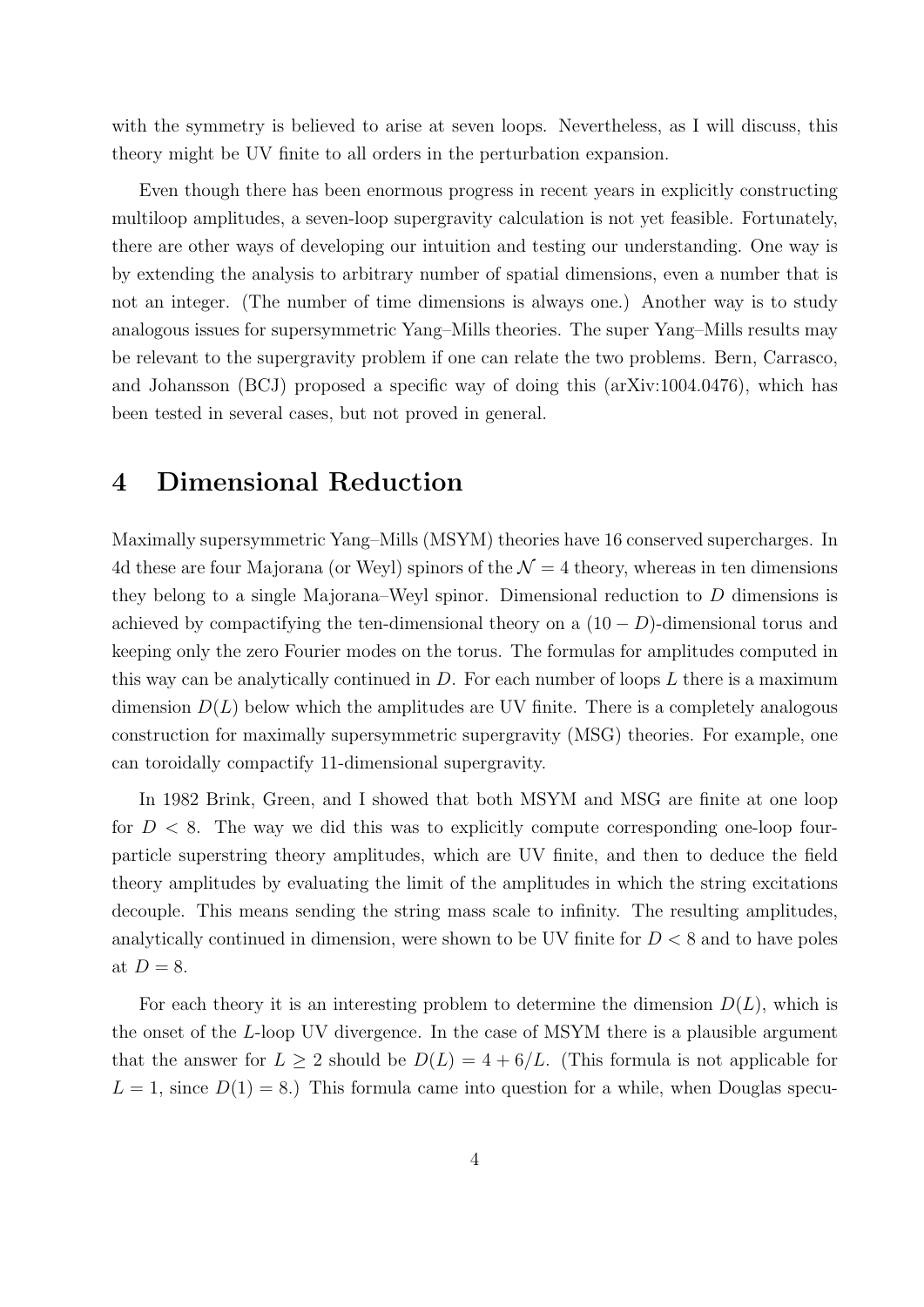with the symmetry is believed to arise at seven loops. Nevertheless, as I will discuss, this theory might be UV finite to all orders in the perturbation expansion.

Even though there has been enormous progress in recent years in explicitly constructing multiloop amplitudes, a seven-loop supergravity calculation is not yet feasible. Fortunately, there are other ways of developing our intuition and testing our understanding. One way is by extending the analysis to arbitrary number of spatial dimensions, even a number that is not an integer. (The number of time dimensions is always one.) Another way is to study analogous issues for supersymmetric Yang–Mills theories. The super Yang–Mills results may be relevant to the supergravity problem if one can relate the two problems. Bern, Carrasco, and Johansson (BCJ) proposed a specific way of doing this (arXiv:1004.0476), which has been tested in several cases, but not proved in general.

# 4 Dimensional Reduction

Maximally supersymmetric Yang–Mills (MSYM) theories have 16 conserved supercharges. In 4d these are four Majorana (or Weyl) spinors of the $\mathcal{N} = 4$ theory, whereas in ten dimensions they belong to a single Majorana–Weyl spinor. Dimensional reduction to $D$ dimensions is achieved by compactifying the ten-dimensional theory on a $(10 - D)$-dimensional torus and keeping only the zero Fourier modes on the torus. The formulas for amplitudes computed in this way can be analytically continued in $D$. For each number of loops $L$ there is a maximum dimension $D(L)$ below which the amplitudes are UV finite. There is a completely analogous construction for maximally supersymmetric supergravity (MSG) theories. For example, one can toroidally compactify 11-dimensional supergravity.

In 1982 Brink, Green, and I showed that both MSYM and MSG are finite at one loop for $D < 8$. The way we did this was to explicitly compute corresponding one-loop four-particle superstring theory amplitudes, which are UV finite, and then to deduce the field theory amplitudes by evaluating the limit of the amplitudes in which the string excitations decouple. This means sending the string mass scale to infinity. The resulting amplitudes, analytically continued in dimension, were shown to be UV finite for $D < 8$ and to have poles at $D = 8$.

For each theory it is an interesting problem to determine the dimension $D(L)$, which is the onset of the $L$-loop UV divergence. In the case of MSYM there is a plausible argument that the answer for $L \geq 2$ should be $D(L) = 4 + 6/L$. (This formula is not applicable for $L = 1$, since $D(1) = 8$.) This formula came into question for a while, when Douglas specu-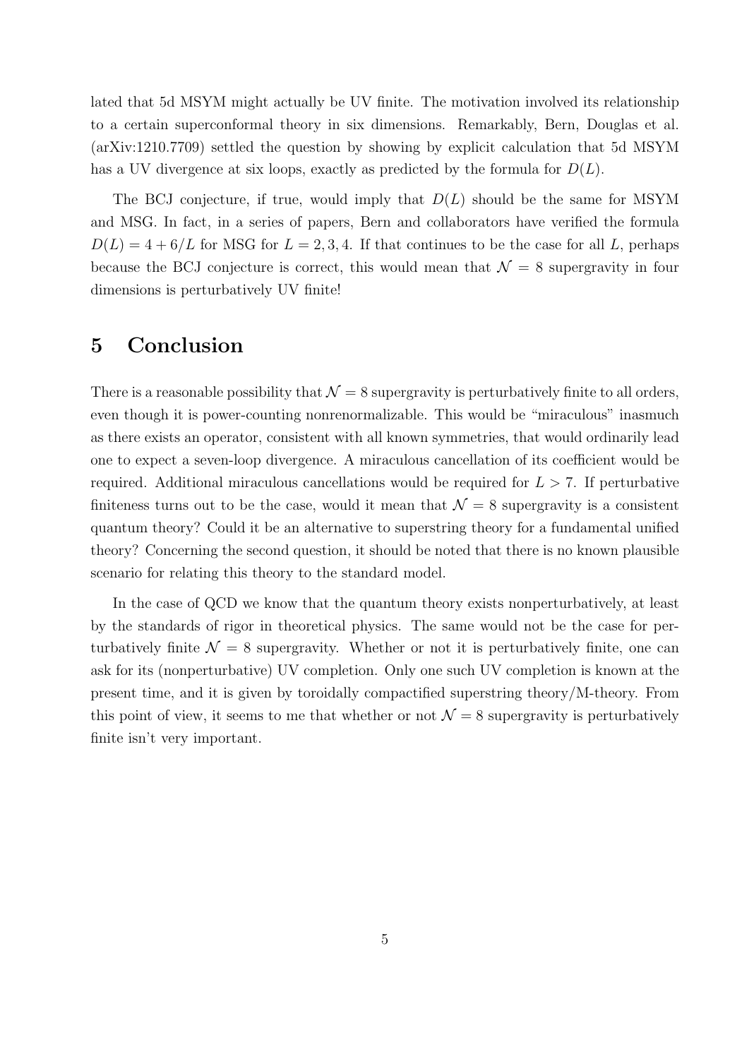lated that 5d MSYM might actually be UV finite. The motivation involved its relationship to a certain superconformal theory in six dimensions. Remarkably, Bern, Douglas et al. (arXiv:1210.7709) settled the question by showing by explicit calculation that 5d MSYM has a UV divergence at six loops, exactly as predicted by the formula for $D(L)$.

The BCJ conjecture, if true, would imply that $D(L)$ should be the same for MSYM and MSG. In fact, in a series of papers, Bern and collaborators have verified the formula $D(L) = 4 + 6/L$ for MSG for $L = 2, 3, 4$. If that continues to be the case for all $L$, perhaps because the BCJ conjecture is correct, this would mean that $\mathcal{N} = 8$ supergravity in four dimensions is perturbatively UV finite!

## 5 Conclusion

There is a reasonable possibility that $\mathcal{N} = 8$ supergravity is perturbatively finite to all orders, even though it is power-counting nonrenormalizable. This would be "miraculous" inasmuch as there exists an operator, consistent with all known symmetries, that would ordinarily lead one to expect a seven-loop divergence. A miraculous cancellation of its coefficient would be required. Additional miraculous cancellations would be required for $L > 7$. If perturbative finiteness turns out to be the case, would it mean that $\mathcal{N} = 8$ supergravity is a consistent quantum theory? Could it be an alternative to superstring theory for a fundamental unified theory? Concerning the second question, it should be noted that there is no known plausible scenario for relating this theory to the standard model.

In the case of QCD we know that the quantum theory exists nonperturbatively, at least by the standards of rigor in theoretical physics. The same would not be the case for perturbatively finite $\mathcal{N} = 8$ supergravity. Whether or not it is perturbatively finite, one can ask for its (nonperturbative) UV completion. Only one such UV completion is known at the present time, and it is given by toroidally compactified superstring theory/M-theory. From this point of view, it seems to me that whether or not $\mathcal{N} = 8$ supergravity is perturbatively finite isn't very important.